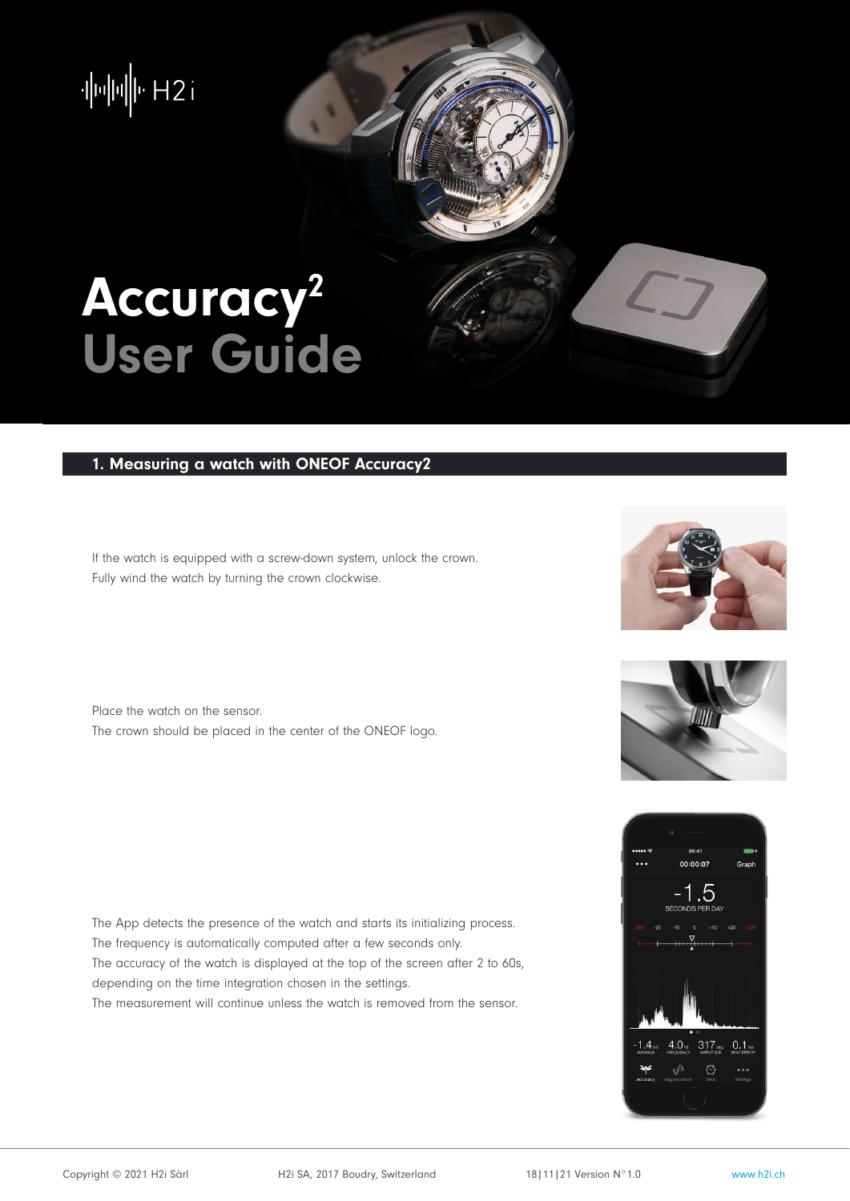# Accuracy²

# User Guide

## 1. Measuring a watch with ONEOF Accuracy2

If the watch is equipped with a screw-down system, unlock the crown.
Fully wind the watch by turning the crown clockwise.

Place the watch on the sensor.
The crown should be placed in the center of the ONEOF logo.

The App detects the presence of the watch and starts its initializing process.
The frequency is automatically computed after a few seconds only.
The accuracy of the watch is displayed at the top of the screen after 2 to 60s, depending on the time integration chosen in the settings.
The measurement will continue unless the watch is removed from the sensor.

Copyright © 2021 H2i Sàrl H2i SA, 2017 Boudry, Switzerland 18|11|21 Version N°1.0 www.h2i.ch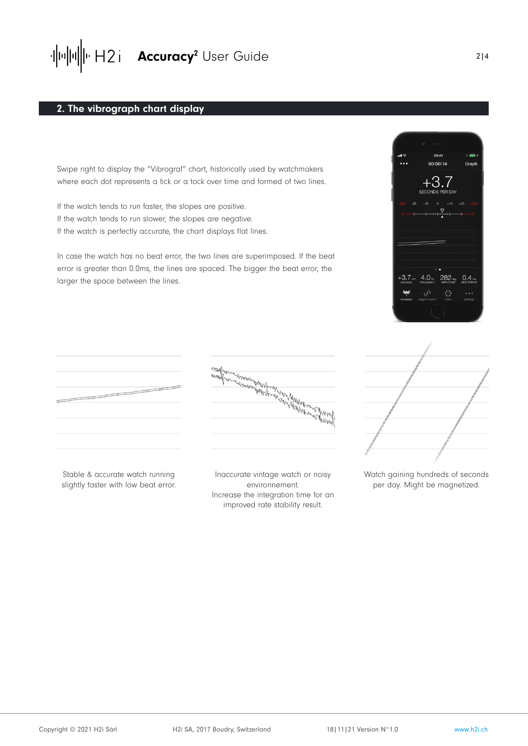## 2. The vibrograph chart display

Swipe right to display the "Vibrograf" chart, historically used by watchmakers where each dot represents a tick or a tock over time and formed of two lines.

If the watch tends to run faster, the slopes are positive.
If the watch tends to run slower, the slopes are negative.
If the watch is perfectly accurate, the chart displays flat lines.

In case the watch has no beat error, the two lines are superimposed. If the beat error is greater than 0.0ms, the lines are spaced. The bigger the beat error, the larger the space between the lines.

Stable & accurate watch running slightly faster with low beat error.

Inaccurate vintage watch or noisy environnement.
Increase the integration time for an improved rate stability result.

Watch gaining hundreds of seconds per day. Might be magnetized.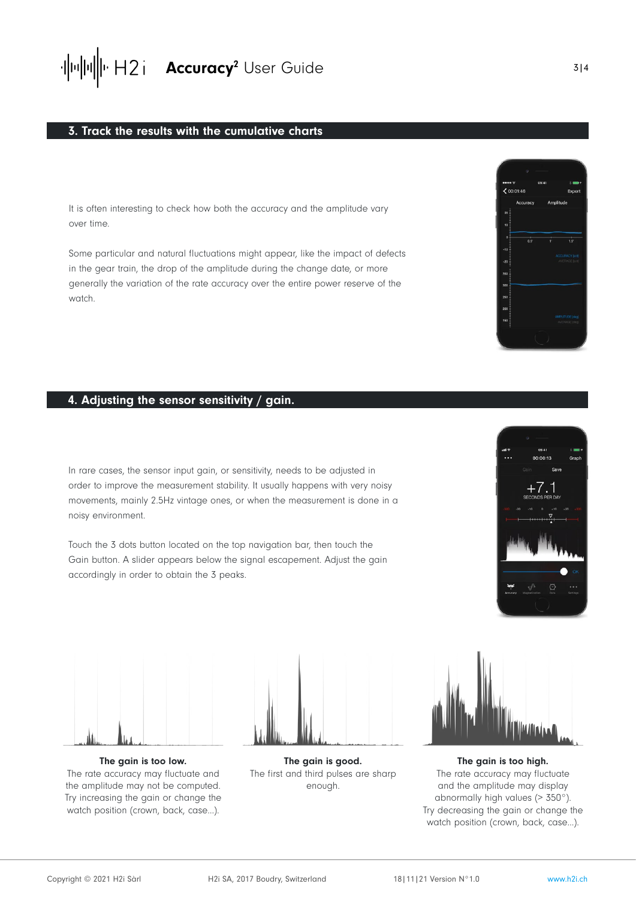## 3. Track the results with the cumulative charts

It is often interesting to check how both the accuracy and the amplitude vary over time.

Some particular and natural fluctuations might appear, like the impact of defects in the gear train, the drop of the amplitude during the change date, or more generally the variation of the rate accuracy over the entire power reserve of the watch.

## 4. Adjusting the sensor sensitivity / gain.

In rare cases, the sensor input gain, or sensitivity, needs to be adjusted in order to improve the measurement stability. It usually happens with very noisy movements, mainly 2.5Hz vintage ones, or when the measurement is done in a noisy environment.

Touch the 3 dots button located on the top navigation bar, then touch the Gain button. A slider appears below the signal escapement. Adjust the gain accordingly in order to obtain the 3 peaks.

**The gain is too low.**
The rate accuracy may fluctuate and the amplitude may not be computed. Try increasing the gain or change the watch position (crown, back, case...).

**The gain is good.**
The first and third pulses are sharp enough.

**The gain is too high.**
The rate accuracy may fluctuate and the amplitude may display abnormally high values (> 350°). Try decreasing the gain or change the watch position (crown, back, case...).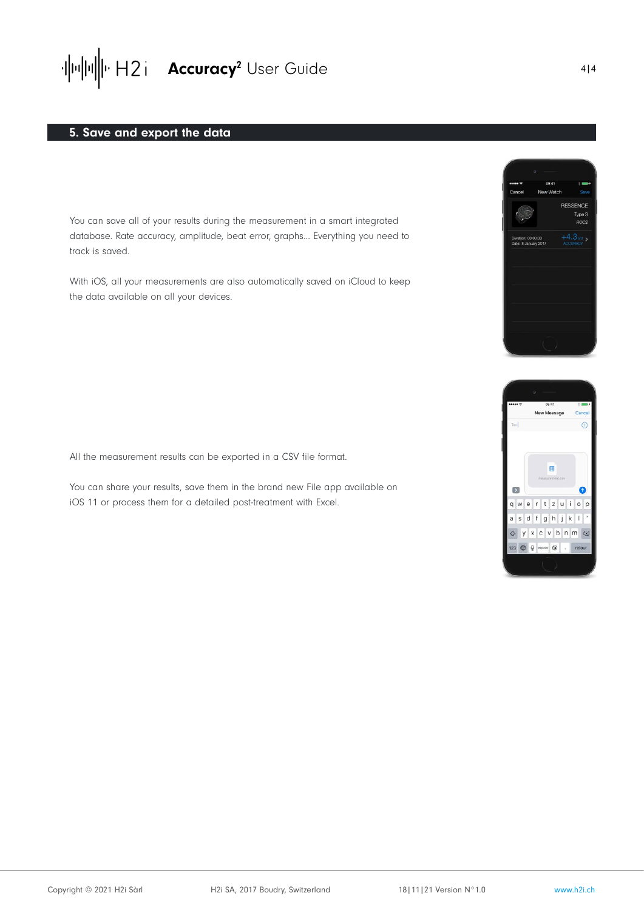## 5. Save and export the data

You can save all of your results during the measurement in a smart integrated database. Rate accuracy, amplitude, beat error, graphs... Everything you need to track is saved.

With iOS, all your measurements are also automatically saved on iCloud to keep the data available on all your devices.

All the measurement results can be exported in a CSV file format.

You can share your results, save them in the brand new File app available on iOS 11 or process them for a detailed post-treatment with Excel.